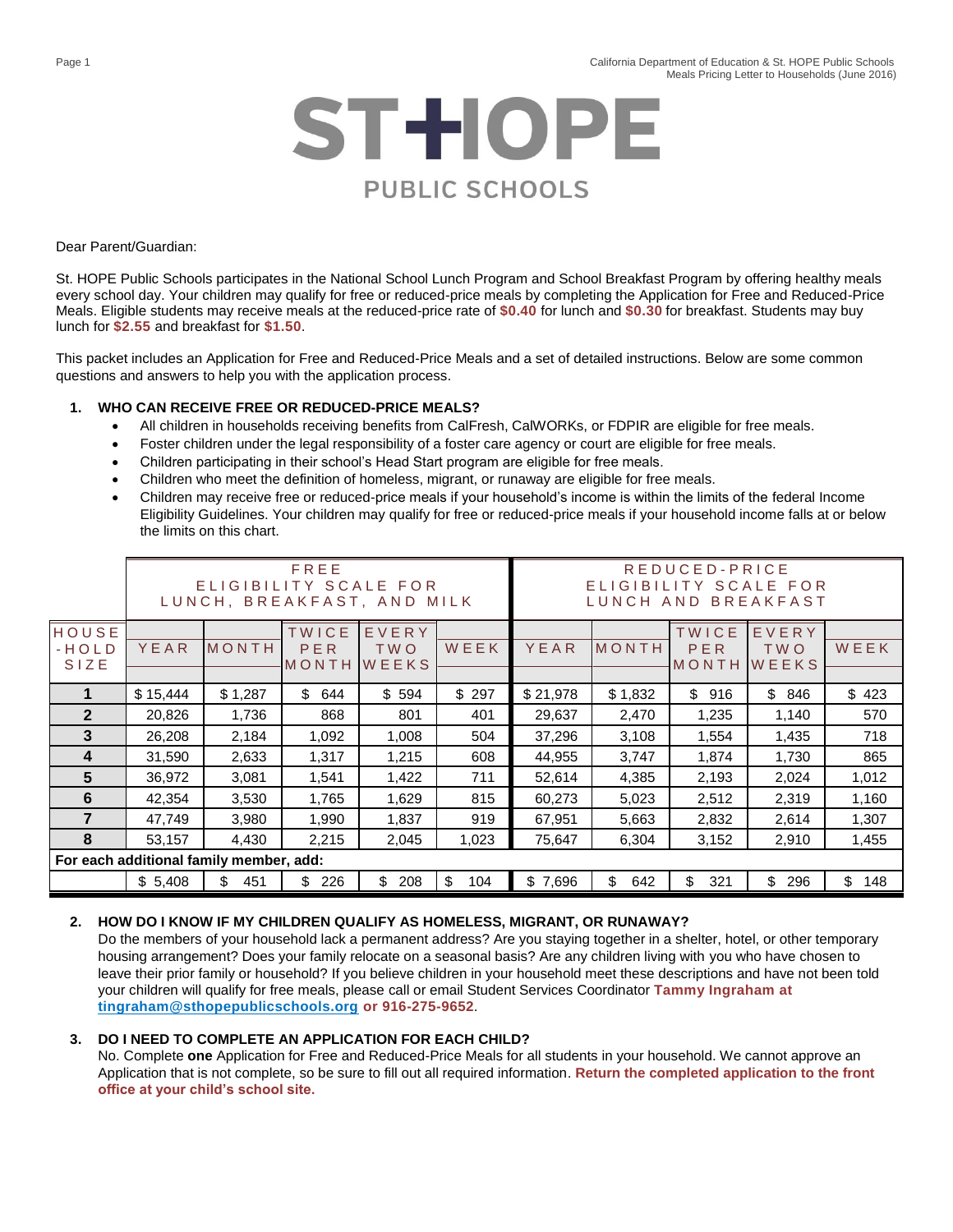# ST HOPE

## PUBLIC SCHOOLS

Dear Parent/Guardian:

St. HOPE Public Schools participates in the National School Lunch Program and School Breakfast Program by offering healthy meals every school day. Your children may qualify for free or reduced-price meals by completing the Application for Free and Reduced-Price Meals. Eligible students may receive meals at the reduced-price rate of **$0.40** for lunch and **$0.30** for breakfast. Students may buy lunch for **$2.55** and breakfast for **$1.50**.

This packet includes an Application for Free and Reduced-Price Meals and a set of detailed instructions. Below are some common questions and answers to help you with the application process.

1. **WHO CAN RECEIVE FREE OR REDUCED-PRICE MEALS?**
   - All children in households receiving benefits from CalFresh, CalWORKs, or FDPIR are eligible for free meals.
   - Foster children under the legal responsibility of a foster care agency or court are eligible for free meals.
   - Children participating in their school's Head Start program are eligible for free meals.
   - Children who meet the definition of homeless, migrant, or runaway are eligible for free meals.
   - Children may receive free or reduced-price meals if your household's income is within the limits of the federal Income Eligibility Guidelines. Your children may qualify for free or reduced-price meals if your household income falls at or below the limits on this chart.

| | FREE ELIGIBILITY SCALE FOR LUNCH, BREAKFAST, AND MILK | | | | | REDUCED-PRICE ELIGIBILITY SCALE FOR LUNCH AND BREAKFAST | | | | |
|---|---|---|---|---|---|---|---|---|---|---|
| HOUSE-HOLD SIZE | YEAR | MONTH | TWICE PER MONTH | EVERY TWO WEEKS | WEEK | YEAR | MONTH | TWICE PER MONTH | EVERY TWO WEEKS | WEEK |
| **1** | $ 15,444 | $ 1,287 | $ 644 | $ 594 | $ 297 | $ 21,978 | $ 1,832 | $ 916 | $ 846 | $ 423 |
| **2** | 20,826 | 1,736 | 868 | 801 | 401 | 29,637 | 2,470 | 1,235 | 1,140 | 570 |
| **3** | 26,208 | 2,184 | 1,092 | 1,008 | 504 | 37,296 | 3,108 | 1,554 | 1,435 | 718 |
| **4** | 31,590 | 2,633 | 1,317 | 1,215 | 608 | 44,955 | 3,747 | 1,874 | 1,730 | 865 |
| **5** | 36,972 | 3,081 | 1,541 | 1,422 | 711 | 52,614 | 4,385 | 2,193 | 2,024 | 1,012 |
| **6** | 42,354 | 3,530 | 1,765 | 1,629 | 815 | 60,273 | 5,023 | 2,512 | 2,319 | 1,160 |
| **7** | 47,749 | 3,980 | 1,990 | 1,837 | 919 | 67,951 | 5,663 | 2,832 | 2,614 | 1,307 |
| **8** | 53,157 | 4,430 | 2,215 | 2,045 | 1,023 | 75,647 | 6,304 | 3,152 | 2,910 | 1,455 |
| **For each additional family member, add:** | | | | | | | | | | |
| | $ 5,408 | $ 451 | $ 226 | $ 208 | $ 104 | $ 7,696 | $ 642 | $ 321 | $ 296 | $ 148 |

2. **HOW DO I KNOW IF MY CHILDREN QUALIFY AS HOMELESS, MIGRANT, OR RUNAWAY?**
   Do the members of your household lack a permanent address? Are you staying together in a shelter, hotel, or other temporary housing arrangement? Does your family relocate on a seasonal basis? Are any children living with you who have chosen to leave their prior family or household? If you believe children in your household meet these descriptions and have not been told your children will qualify for free meals, please call or email Student Services Coordinator **Tammy Ingraham at tingraham@sthopepublicschools.org or 916-275-9652**.

3. **DO I NEED TO COMPLETE AN APPLICATION FOR EACH CHILD?**
   No. Complete **one** Application for Free and Reduced-Price Meals for all students in your household. We cannot approve an Application that is not complete, so be sure to fill out all required information. **Return the completed application to the front office at your child's school site.**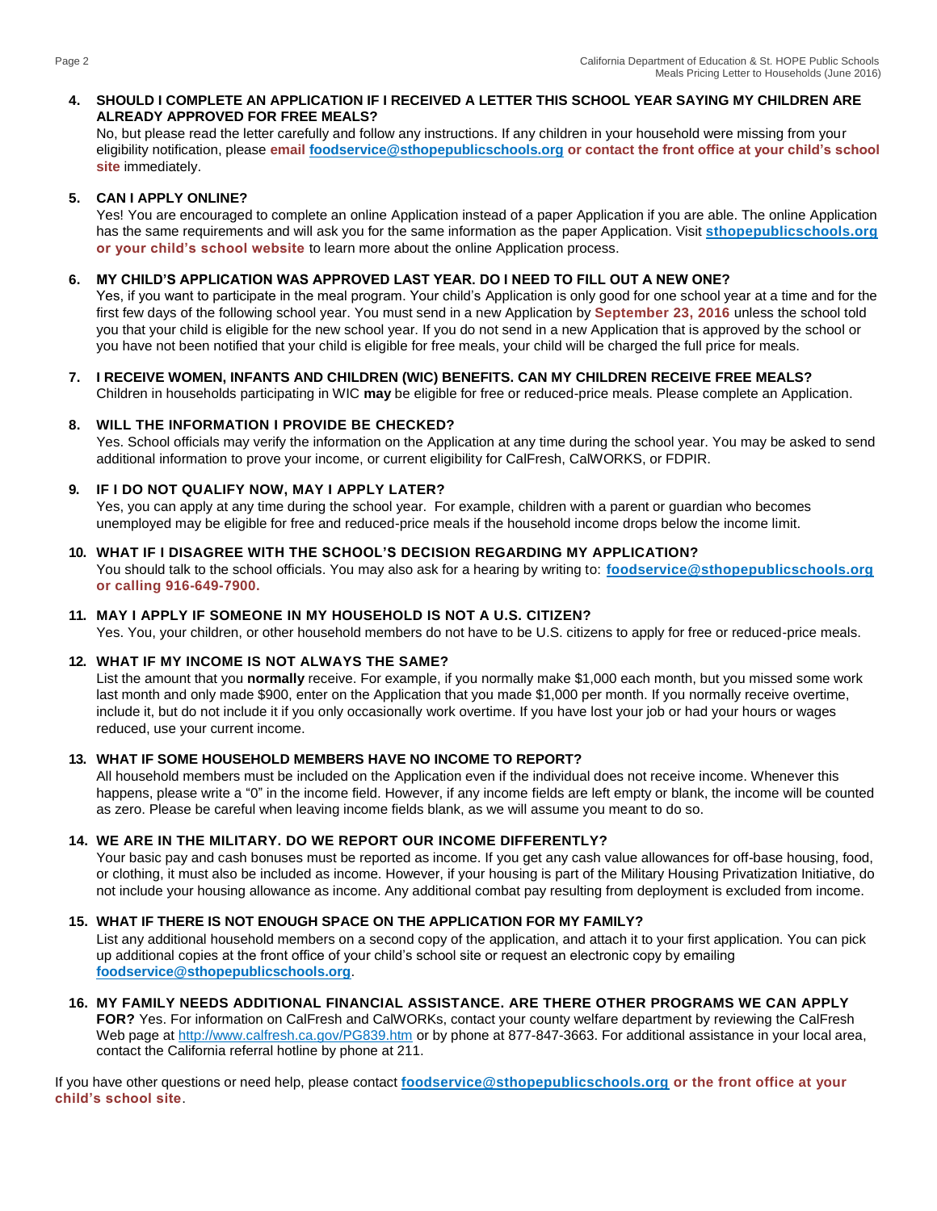4. **SHOULD I COMPLETE AN APPLICATION IF I RECEIVED A LETTER THIS SCHOOL YEAR SAYING MY CHILDREN ARE ALREADY APPROVED FOR FREE MEALS?**
   No, but please read the letter carefully and follow any instructions. If any children in your household were missing from your eligibility notification, please **email foodservice@sthopepublicschools.org or contact the front office at your child's school site** immediately.

5. **CAN I APPLY ONLINE?**
   Yes! You are encouraged to complete an online Application instead of a paper Application if you are able. The online Application has the same requirements and will ask you for the same information as the paper Application. Visit **sthopepublicschools.org or your child's school website** to learn more about the online Application process.

6. **MY CHILD'S APPLICATION WAS APPROVED LAST YEAR. DO I NEED TO FILL OUT A NEW ONE?**
   Yes, if you want to participate in the meal program. Your child's Application is only good for one school year at a time and for the first few days of the following school year. You must send in a new Application by **September 23, 2016** unless the school told you that your child is eligible for the new school year. If you do not send in a new Application that is approved by the school or you have not been notified that your child is eligible for free meals, your child will be charged the full price for meals.

7. **I RECEIVE WOMEN, INFANTS AND CHILDREN (WIC) BENEFITS. CAN MY CHILDREN RECEIVE FREE MEALS?**
   Children in households participating in WIC **may** be eligible for free or reduced-price meals. Please complete an Application.

8. **WILL THE INFORMATION I PROVIDE BE CHECKED?**
   Yes. School officials may verify the information on the Application at any time during the school year. You may be asked to send additional information to prove your income, or current eligibility for CalFresh, CalWORKS, or FDPIR.

9. **IF I DO NOT QUALIFY NOW, MAY I APPLY LATER?**
   Yes, you can apply at any time during the school year. For example, children with a parent or guardian who becomes unemployed may be eligible for free and reduced-price meals if the household income drops below the income limit.

10. **WHAT IF I DISAGREE WITH THE SCHOOL'S DECISION REGARDING MY APPLICATION?**
    You should talk to the school officials. You may also ask for a hearing by writing to: **foodservice@sthopepublicschools.org or calling 916-649-7900.**

11. **MAY I APPLY IF SOMEONE IN MY HOUSEHOLD IS NOT A U.S. CITIZEN?**
    Yes. You, your children, or other household members do not have to be U.S. citizens to apply for free or reduced-price meals.

12. **WHAT IF MY INCOME IS NOT ALWAYS THE SAME?**
    List the amount that you **normally** receive. For example, if you normally make $1,000 each month, but you missed some work last month and only made $900, enter on the Application that you made $1,000 per month. If you normally receive overtime, include it, but do not include it if you only occasionally work overtime. If you have lost your job or had your hours or wages reduced, use your current income.

13. **WHAT IF SOME HOUSEHOLD MEMBERS HAVE NO INCOME TO REPORT?**
    All household members must be included on the Application even if the individual does not receive income. Whenever this happens, please write a "0" in the income field. However, if any income fields are left empty or blank, the income will be counted as zero. Please be careful when leaving income fields blank, as we will assume you meant to do so.

14. **WE ARE IN THE MILITARY. DO WE REPORT OUR INCOME DIFFERENTLY?**
    Your basic pay and cash bonuses must be reported as income. If you get any cash value allowances for off-base housing, food, or clothing, it must also be included as income. However, if your housing is part of the Military Housing Privatization Initiative, do not include your housing allowance as income. Any additional combat pay resulting from deployment is excluded from income.

15. **WHAT IF THERE IS NOT ENOUGH SPACE ON THE APPLICATION FOR MY FAMILY?**
    List any additional household members on a second copy of the application, and attach it to your first application. You can pick up additional copies at the front office of your child's school site or request an electronic copy by emailing **foodservice@sthopepublicschools.org**.

16. **MY FAMILY NEEDS ADDITIONAL FINANCIAL ASSISTANCE. ARE THERE OTHER PROGRAMS WE CAN APPLY FOR?** Yes. For information on CalFresh and CalWORKs, contact your county welfare department by reviewing the CalFresh Web page at http://www.calfresh.ca.gov/PG839.htm or by phone at 877-847-3663. For additional assistance in your local area, contact the California referral hotline by phone at 211.

If you have other questions or need help, please contact **foodservice@sthopepublicschools.org or the front office at your child's school site**.